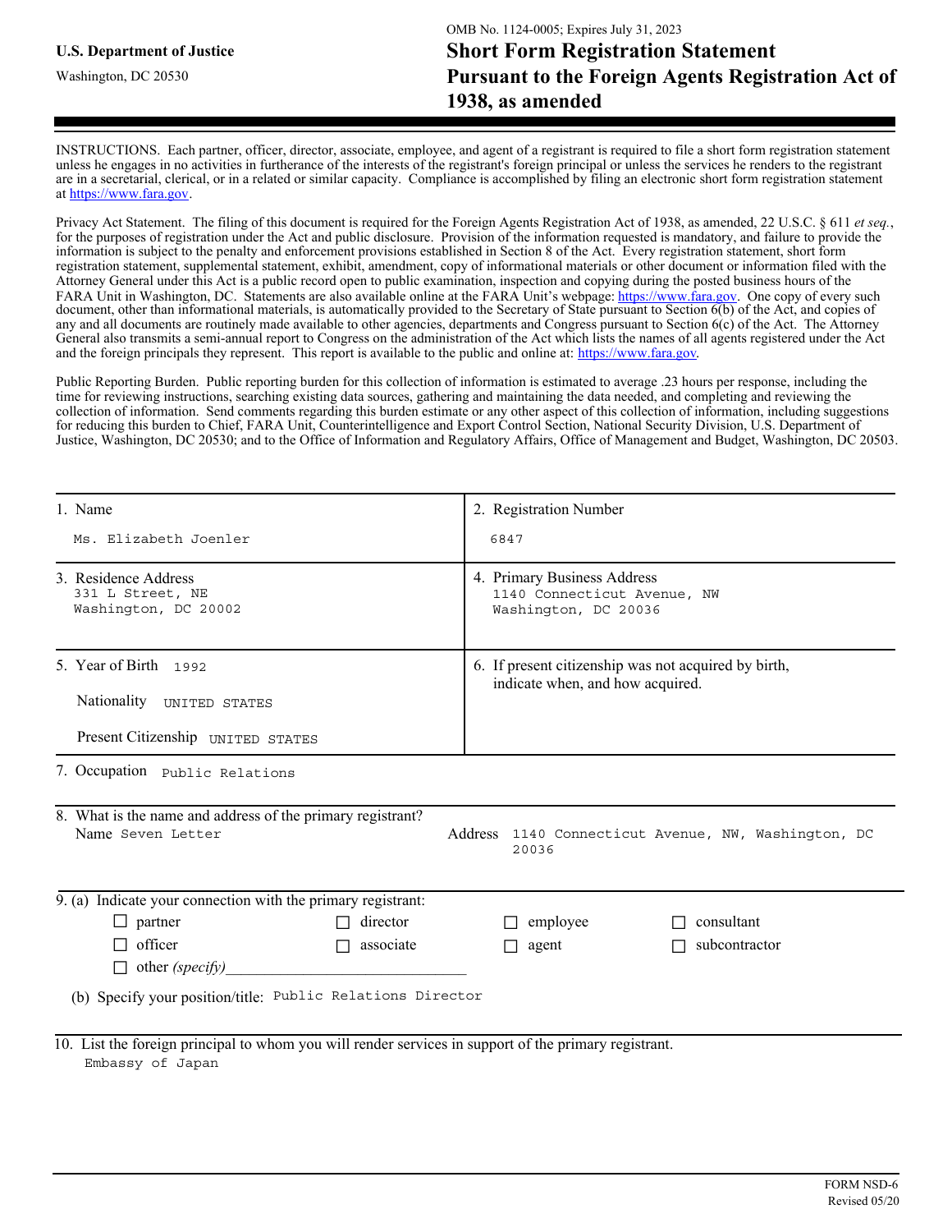U.S. Department of Justice

Washington, DC 20530

OMB No. 1124-0005; Expires July 31, 2023

# Short Form Registration Statement Pursuant to the Foreign Agents Registration Act of 1938, as amended

INSTRUCTIONS. Each partner, officer, director, associate, employee, and agent of a registrant is required to file a short form registration statement unless he engages in no activities in furtherance of the interests of the registrant's foreign principal or unless the services he renders to the registrant are in a secretarial, clerical, or in a related or similar capacity. Compliance is accomplished by filing an electronic short form registration statement at https://www.fara.gov.

Privacy Act Statement. The filing of this document is required for the Foreign Agents Registration Act of 1938, as amended, 22 U.S.C. § 611 *et seq.*, for the purposes of registration under the Act and public disclosure. Provision of the information requested is mandatory, and failure to provide the information is subject to the penalty and enforcement provisions established in Section 8 of the Act. Every registration statement, short form registration statement, supplemental statement, exhibit, amendment, copy of informational materials or other document or information filed with the Attorney General under this Act is a public record open to public examination, inspection and copying during the posted business hours of the FARA Unit in Washington, DC. Statements are also available online at the FARA Unit's webpage: https://www.fara.gov. One copy of every such document, other than informational materials, is automatically provided to the Secretary of State pursuant to Section 6(b) of the Act, and copies of any and all documents are routinely made available to other agencies, departments and Congress pursuant to Section 6(c) of the Act. The Attorney General also transmits a semi-annual report to Congress on the administration of the Act which lists the names of all agents registered under the Act and the foreign principals they represent. This report is available to the public and online at: https://www.fara.gov.

Public Reporting Burden. Public reporting burden for this collection of information is estimated to average .23 hours per response, including the time for reviewing instructions, searching existing data sources, gathering and maintaining the data needed, and completing and reviewing the collection of information. Send comments regarding this burden estimate or any other aspect of this collection of information, including suggestions for reducing this burden to Chief, FARA Unit, Counterintelligence and Export Control Section, National Security Division, U.S. Department of Justice, Washington, DC 20530; and to the Office of Information and Regulatory Affairs, Office of Management and Budget, Washington, DC 20503.

| 1. Name | 2. Registration Number |
|---|---|
| Ms. Elizabeth Joenler | 6847 |
| 3. Residence Address<br>331 L Street, NE<br>Washington, DC 20002 | 4. Primary Business Address<br>1140 Connecticut Avenue, NW<br>Washington, DC 20036 |
| 5. Year of Birth 1992<br>Nationality UNITED STATES<br>Present Citizenship UNITED STATES | 6. If present citizenship was not acquired by birth, indicate when, and how acquired. |

7. Occupation Public Relations

8. What is the name and address of the primary registrant?
Name Seven Letter  Address 1140 Connecticut Avenue, NW, Washington, DC 20036

9. (a) Indicate your connection with the primary registrant:

- ☐ partner ☐ director ☐ employee ☐ consultant
- ☐ officer ☐ associate ☐ agent ☐ subcontractor
- ☐ other *(specify)*\_\_\_\_\_\_\_\_\_\_\_\_\_\_\_\_

(b) Specify your position/title: Public Relations Director

10. List the foreign principal to whom you will render services in support of the primary registrant.
Embassy of Japan

FORM NSD-6
Revised 05/20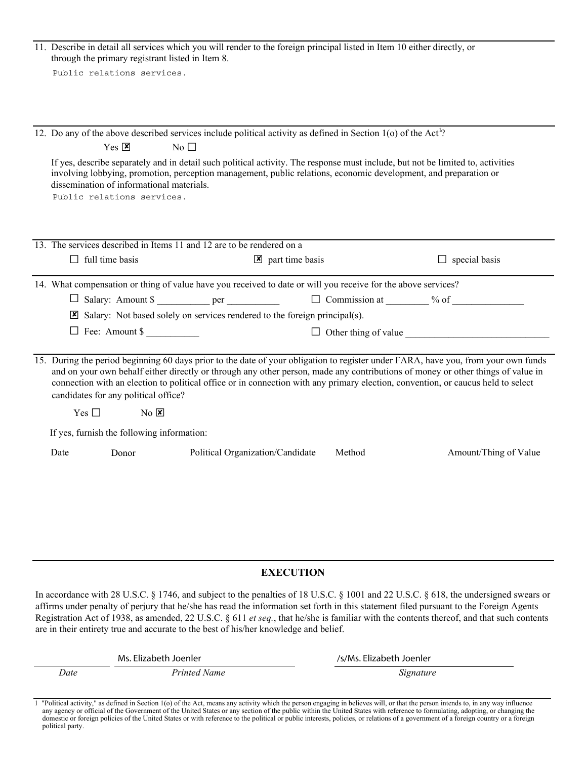11. Describe in detail all services which you will render to the foreign principal listed in Item 10 either directly, or through the primary registrant listed in Item 8.

    Public relations services.

12. Do any of the above described services include political activity as defined in Section 1(o) of the Act[1]?

    Yes ☒ No ☐

    If yes, describe separately and in detail such political activity. The response must include, but not be limited to, activities involving lobbying, promotion, perception management, public relations, economic development, and preparation or dissemination of informational materials.

    Public relations services.

13. The services described in Items 11 and 12 are to be rendered on a

    ☐ full time basis ☒ part time basis ☐ special basis

14. What compensation or thing of value have you received to date or will you receive for the above services?

    ☐ Salary: Amount $ __________ per __________ ☐ Commission at ________ % of ______________

    ☒ Salary: Not based solely on services rendered to the foreign principal(s).

    ☐ Fee: Amount $ __________ ☐ Other thing of value ____________________________

15. During the period beginning 60 days prior to the date of your obligation to register under FARA, have you, from your own funds and on your own behalf either directly or through any other person, made any contributions of money or other things of value in connection with an election to political office or in connection with any primary election, convention, or caucus held to select candidates for any political office?

    Yes ☐ No ☒

    If yes, furnish the following information:

| Date | Donor | Political Organization/Candidate | Method | Amount/Thing of Value |
|---|---|---|---|---|

## EXECUTION

In accordance with 28 U.S.C. § 1746, and subject to the penalties of 18 U.S.C. § 1001 and 22 U.S.C. § 618, the undersigned swears or affirms under penalty of perjury that he/she has read the information set forth in this statement filed pursuant to the Foreign Agents Registration Act of 1938, as amended, 22 U.S.C. § 611 *et seq.*, that he/she is familiar with the contents thereof, and that such contents are in their entirety true and accurate to the best of his/her knowledge and belief.

| *Date* | *Printed Name* | *Signature* |
|---|---|---|
| | Ms. Elizabeth Joenler | /s/Ms. Elizabeth Joenler |

1 "Political activity," as defined in Section 1(o) of the Act, means any activity which the person engaging in believes will, or that the person intends to, in any way influence any agency or official of the Government of the United States or any section of the public within the United States with reference to formulating, adopting, or changing the domestic or foreign policies of the United States or with reference to the political or public interests, policies, or relations of a government of a foreign country or a foreign political party.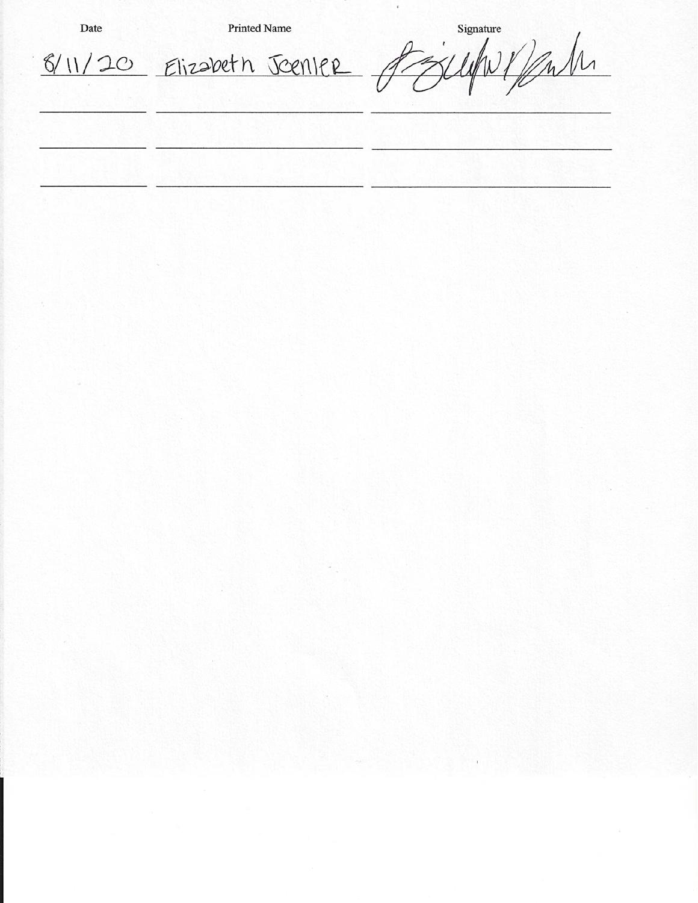| Date | Printed Name | Signature |
| --- | --- | --- |
| 8/11/20 | Elizabeth Joenler | |
| | | |
| | | |
| | | |